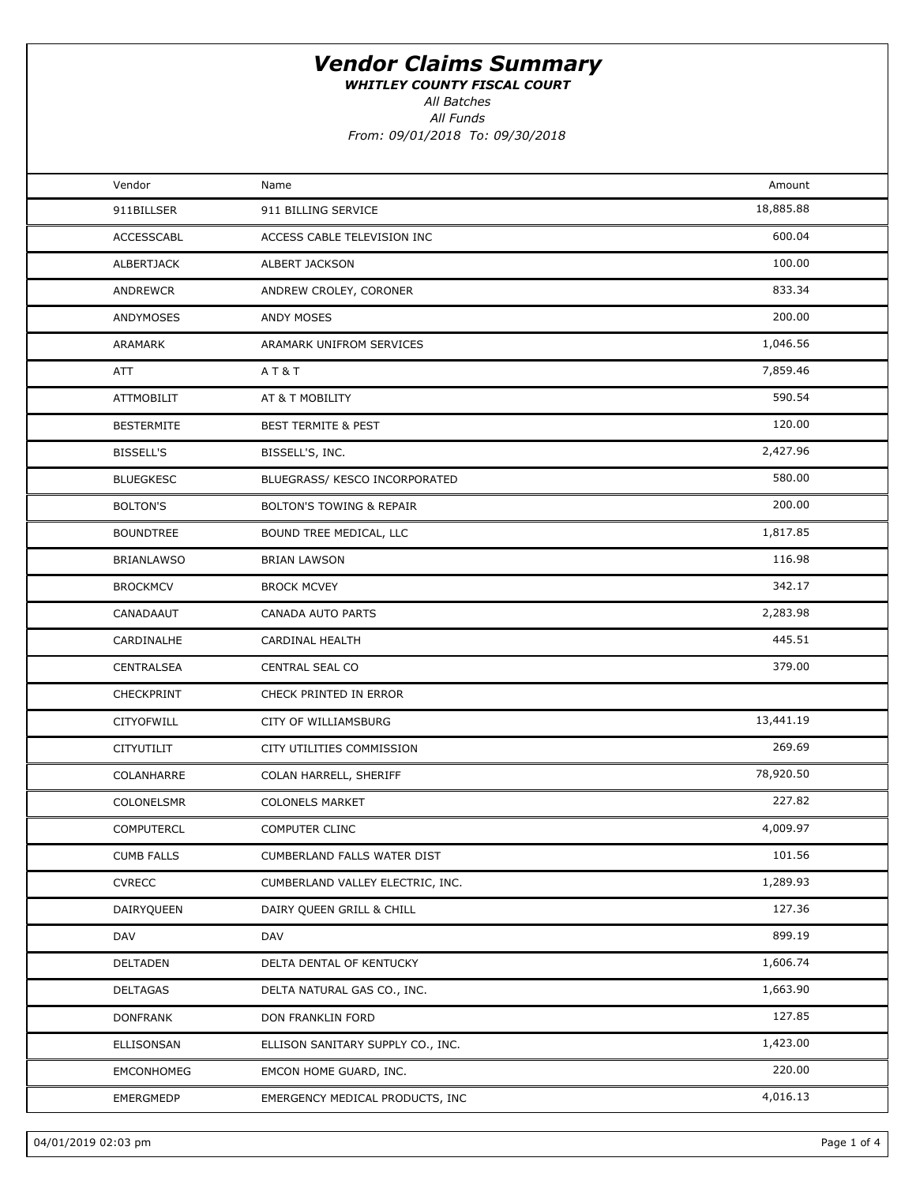# Vendor Claims Summary

***WHITLEY COUNTY FISCAL COURT***

*All Batches*

*All Funds*

*From: 09/01/2018 To: 09/30/2018*

| Vendor | Name | Amount |
|---|---|---|
| 911BILLSER | 911 BILLING SERVICE | 18,885.88 |
| ACCESSCABL | ACCESS CABLE TELEVISION INC | 600.04 |
| ALBERTJACK | ALBERT JACKSON | 100.00 |
| ANDREWCR | ANDREW CROLEY, CORONER | 833.34 |
| ANDYMOSES | ANDY MOSES | 200.00 |
| ARAMARK | ARAMARK UNIFROM SERVICES | 1,046.56 |
| ATT | A T & T | 7,859.46 |
| ATTMOBILIT | AT & T MOBILITY | 590.54 |
| BESTERMITE | BEST TERMITE & PEST | 120.00 |
| BISSELL'S | BISSELL'S, INC. | 2,427.96 |
| BLUEGKESC | BLUEGRASS/ KESCO INCORPORATED | 580.00 |
| BOLTON'S | BOLTON'S TOWING & REPAIR | 200.00 |
| BOUNDTREE | BOUND TREE MEDICAL, LLC | 1,817.85 |
| BRIANLAWSO | BRIAN LAWSON | 116.98 |
| BROCKMCV | BROCK MCVEY | 342.17 |
| CANADAAUT | CANADA AUTO PARTS | 2,283.98 |
| CARDINALHE | CARDINAL HEALTH | 445.51 |
| CENTRALSEA | CENTRAL SEAL CO | 379.00 |
| CHECKPRINT | CHECK PRINTED IN ERROR | |
| CITYOFWILL | CITY OF WILLIAMSBURG | 13,441.19 |
| CITYUTILIT | CITY UTILITIES COMMISSION | 269.69 |
| COLANHARRE | COLAN HARRELL, SHERIFF | 78,920.50 |
| COLONELSMR | COLONELS MARKET | 227.82 |
| COMPUTERCL | COMPUTER CLINC | 4,009.97 |
| CUMB FALLS | CUMBERLAND FALLS WATER DIST | 101.56 |
| CVRECC | CUMBERLAND VALLEY ELECTRIC, INC. | 1,289.93 |
| DAIRYQUEEN | DAIRY QUEEN GRILL & CHILL | 127.36 |
| DAV | DAV | 899.19 |
| DELTADEN | DELTA DENTAL OF KENTUCKY | 1,606.74 |
| DELTAGAS | DELTA NATURAL GAS CO., INC. | 1,663.90 |
| DONFRANK | DON FRANKLIN FORD | 127.85 |
| ELLISONSAN | ELLISON SANITARY SUPPLY CO., INC. | 1,423.00 |
| EMCONHOMEG | EMCON HOME GUARD, INC. | 220.00 |
| EMERGMEDP | EMERGENCY MEDICAL PRODUCTS, INC | 4,016.13 |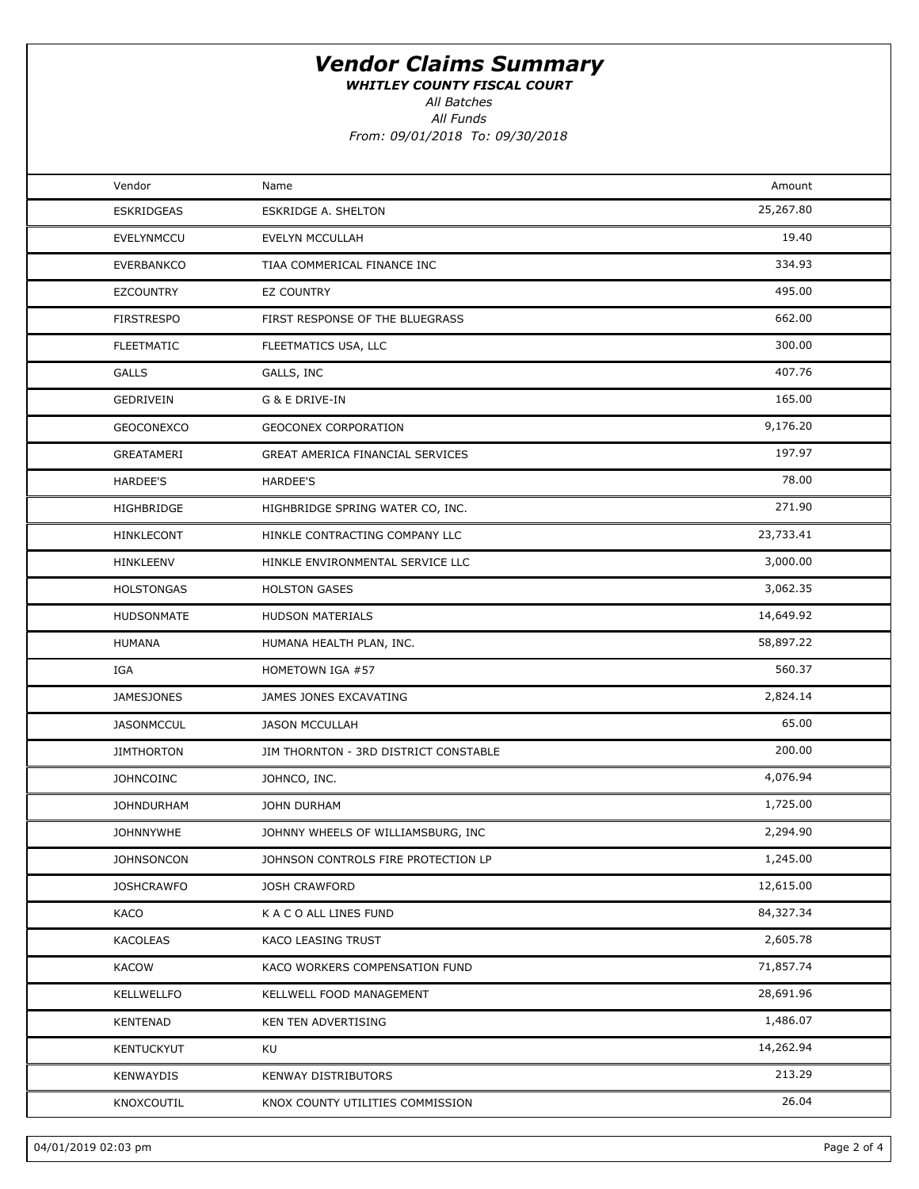# *Vendor Claims Summary*

***WHITLEY COUNTY FISCAL COURT***

*All Batches*

*All Funds*

*From: 09/01/2018 To: 09/30/2018*

| Vendor | Name | Amount |
|---|---|---|
| ESKRIDGEAS | ESKRIDGE A. SHELTON | 25,267.80 |
| EVELYNMCCU | EVELYN MCCULLAH | 19.40 |
| EVERBANKCO | TIAA COMMERICAL FINANCE INC | 334.93 |
| EZCOUNTRY | EZ COUNTRY | 495.00 |
| FIRSTRESPO | FIRST RESPONSE OF THE BLUEGRASS | 662.00 |
| FLEETMATIC | FLEETMATICS USA, LLC | 300.00 |
| GALLS | GALLS, INC | 407.76 |
| GEDRIVEIN | G & E DRIVE-IN | 165.00 |
| GEOCONEXCO | GEOCONEX CORPORATION | 9,176.20 |
| GREATAMERI | GREAT AMERICA FINANCIAL SERVICES | 197.97 |
| HARDEE'S | HARDEE'S | 78.00 |
| HIGHBRIDGE | HIGHBRIDGE SPRING WATER CO, INC. | 271.90 |
| HINKLECONT | HINKLE CONTRACTING COMPANY LLC | 23,733.41 |
| HINKLEENV | HINKLE ENVIRONMENTAL SERVICE LLC | 3,000.00 |
| HOLSTONGAS | HOLSTON GASES | 3,062.35 |
| HUDSONMATE | HUDSON MATERIALS | 14,649.92 |
| HUMANA | HUMANA HEALTH PLAN, INC. | 58,897.22 |
| IGA | HOMETOWN IGA #57 | 560.37 |
| JAMESJONES | JAMES JONES EXCAVATING | 2,824.14 |
| JASONMCCUL | JASON MCCULLAH | 65.00 |
| JIMTHORTON | JIM THORNTON - 3RD DISTRICT CONSTABLE | 200.00 |
| JOHNCOINC | JOHNCO, INC. | 4,076.94 |
| JOHNDURHAM | JOHN DURHAM | 1,725.00 |
| JOHNNYWHE | JOHNNY WHEELS OF WILLIAMSBURG, INC | 2,294.90 |
| JOHNSONCON | JOHNSON CONTROLS FIRE PROTECTION LP | 1,245.00 |
| JOSHCRAWFO | JOSH CRAWFORD | 12,615.00 |
| KACO | K A C O ALL LINES FUND | 84,327.34 |
| KACOLEAS | KACO LEASING TRUST | 2,605.78 |
| KACOW | KACO WORKERS COMPENSATION FUND | 71,857.74 |
| KELLWELLFO | KELLWELL FOOD MANAGEMENT | 28,691.96 |
| KENTENAD | KEN TEN ADVERTISING | 1,486.07 |
| KENTUCKYUT | KU | 14,262.94 |
| KENWAYDIS | KENWAY DISTRIBUTORS | 213.29 |
| KNOXCOUTIL | KNOX COUNTY UTILITIES COMMISSION | 26.04 |

04/01/2019 02:03 pm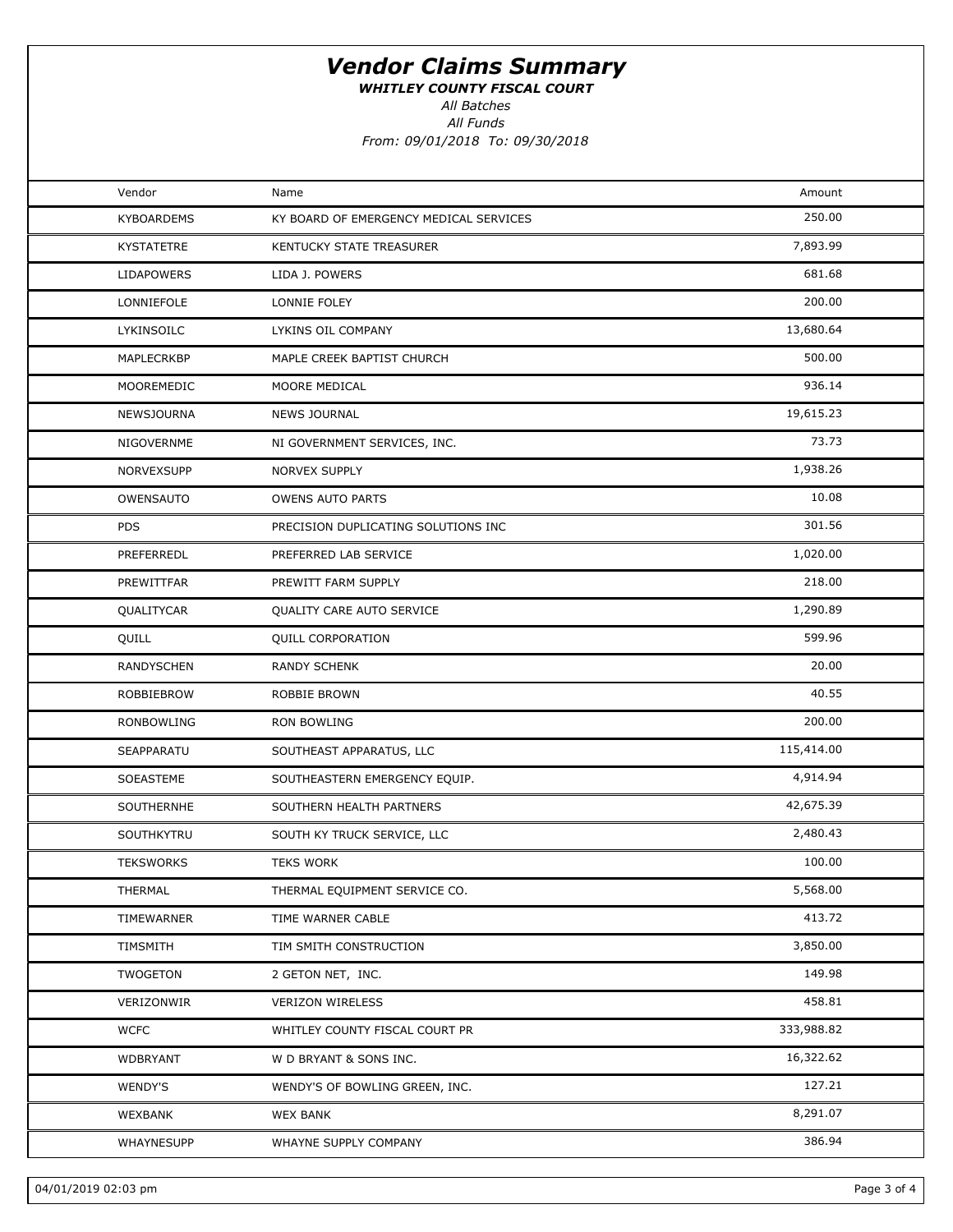# *Vendor Claims Summary*

***WHITLEY COUNTY FISCAL COURT***

*All Batches*

*All Funds*

*From: 09/01/2018 To: 09/30/2018*

| Vendor | Name | Amount |
|---|---|---|
| KYBOARDEMS | KY BOARD OF EMERGENCY MEDICAL SERVICES | 250.00 |
| KYSTATETRE | KENTUCKY STATE TREASURER | 7,893.99 |
| LIDAPOWERS | LIDA J. POWERS | 681.68 |
| LONNIEFOLE | LONNIE FOLEY | 200.00 |
| LYKINSOILC | LYKINS OIL COMPANY | 13,680.64 |
| MAPLECRKBP | MAPLE CREEK BAPTIST CHURCH | 500.00 |
| MOOREMEDIC | MOORE MEDICAL | 936.14 |
| NEWSJOURNA | NEWS JOURNAL | 19,615.23 |
| NIGOVERNME | NI GOVERNMENT SERVICES, INC. | 73.73 |
| NORVEXSUPP | NORVEX SUPPLY | 1,938.26 |
| OWENSAUTO | OWENS AUTO PARTS | 10.08 |
| PDS | PRECISION DUPLICATING SOLUTIONS INC | 301.56 |
| PREFERREDL | PREFERRED LAB SERVICE | 1,020.00 |
| PREWITTFAR | PREWITT FARM SUPPLY | 218.00 |
| QUALITYCAR | QUALITY CARE AUTO SERVICE | 1,290.89 |
| QUILL | QUILL CORPORATION | 599.96 |
| RANDYSCHEN | RANDY SCHENK | 20.00 |
| ROBBIEBROW | ROBBIE BROWN | 40.55 |
| RONBOWLING | RON BOWLING | 200.00 |
| SEAPPARATU | SOUTHEAST APPARATUS, LLC | 115,414.00 |
| SOEASTEME | SOUTHEASTERN EMERGENCY EQUIP. | 4,914.94 |
| SOUTHERNHE | SOUTHERN HEALTH PARTNERS | 42,675.39 |
| SOUTHKYTRU | SOUTH KY TRUCK SERVICE, LLC | 2,480.43 |
| TEKSWORKS | TEKS WORK | 100.00 |
| THERMAL | THERMAL EQUIPMENT SERVICE CO. | 5,568.00 |
| TIMEWARNER | TIME WARNER CABLE | 413.72 |
| TIMSMITH | TIM SMITH CONSTRUCTION | 3,850.00 |
| TWOGETON | 2 GETON NET, INC. | 149.98 |
| VERIZONWIR | VERIZON WIRELESS | 458.81 |
| WCFC | WHITLEY COUNTY FISCAL COURT PR | 333,988.82 |
| WDBRYANT | W D BRYANT & SONS INC. | 16,322.62 |
| WENDY'S | WENDY'S OF BOWLING GREEN, INC. | 127.21 |
| WEXBANK | WEX BANK | 8,291.07 |
| WHAYNESUPP | WHAYNE SUPPLY COMPANY | 386.94 |

04/01/2019 02:03 pm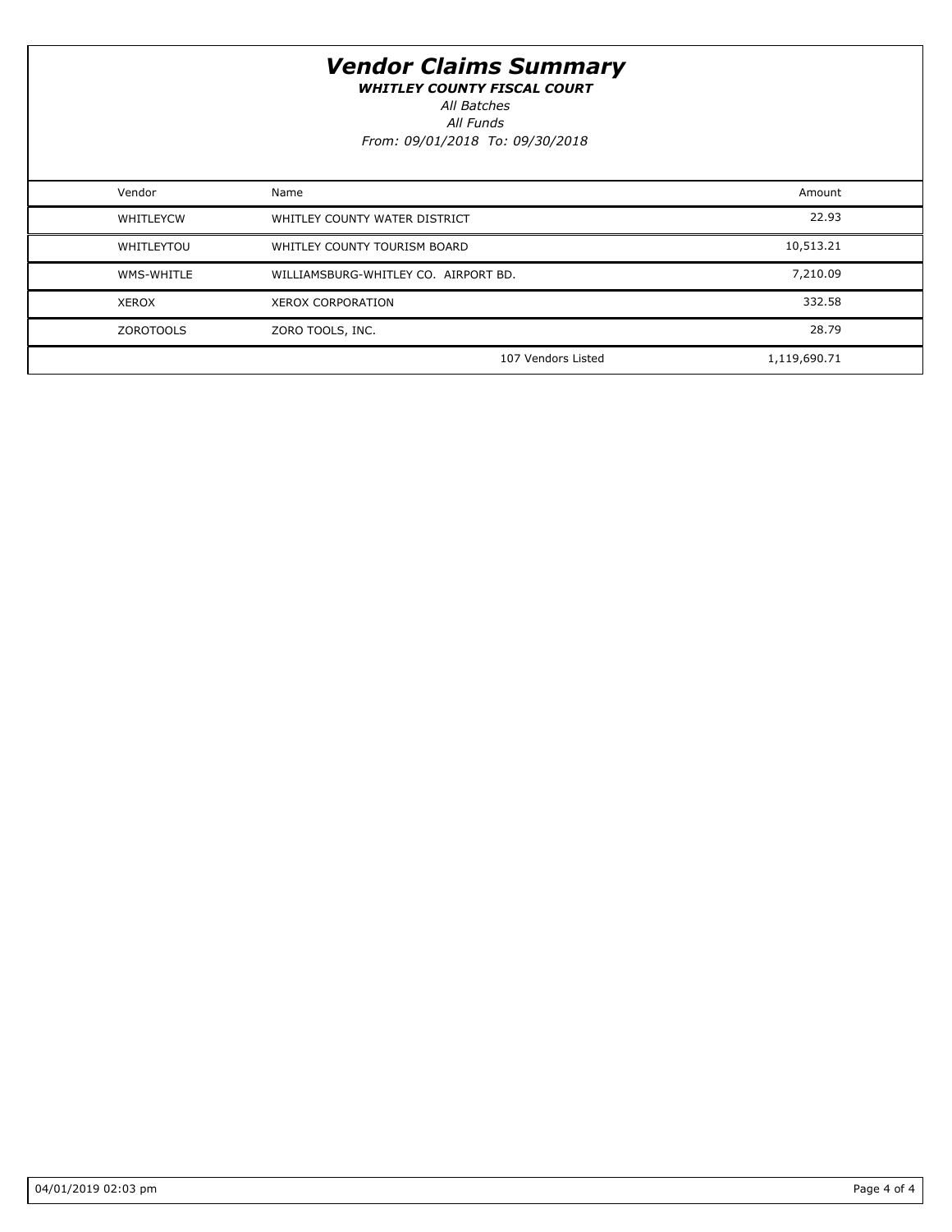# *Vendor Claims Summary*

***WHITLEY COUNTY FISCAL COURT***

*All Batches*

*All Funds*

*From: 09/01/2018 To: 09/30/2018*

| Vendor | Name | Amount |
|---|---|---|
| WHITLEYCW | WHITLEY COUNTY WATER DISTRICT | 22.93 |
| WHITLEYTOU | WHITLEY COUNTY TOURISM BOARD | 10,513.21 |
| WMS-WHITLE | WILLIAMSBURG-WHITLEY CO. AIRPORT BD. | 7,210.09 |
| XEROX | XEROX CORPORATION | 332.58 |
| ZOROTOOLS | ZORO TOOLS, INC. | 28.79 |
| | 107 Vendors Listed | 1,119,690.71 |

04/01/2019 02:03 pm